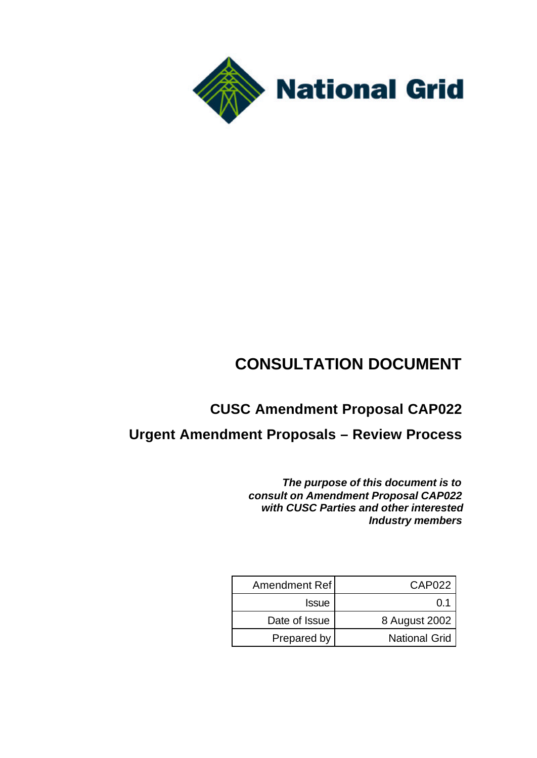National Grid

# CONSULTATION DOCUMENT

## CUSC Amendment Proposal CAP022

## Urgent Amendment Proposals – Review Process

***The purpose of this document is to consult on Amendment Proposal CAP022 with CUSC Parties and other interested Industry members***

| | |
|---|---|
| Amendment Ref | CAP022 |
| Issue | 0.1 |
| Date of Issue | 8 August 2002 |
| Prepared by | National Grid |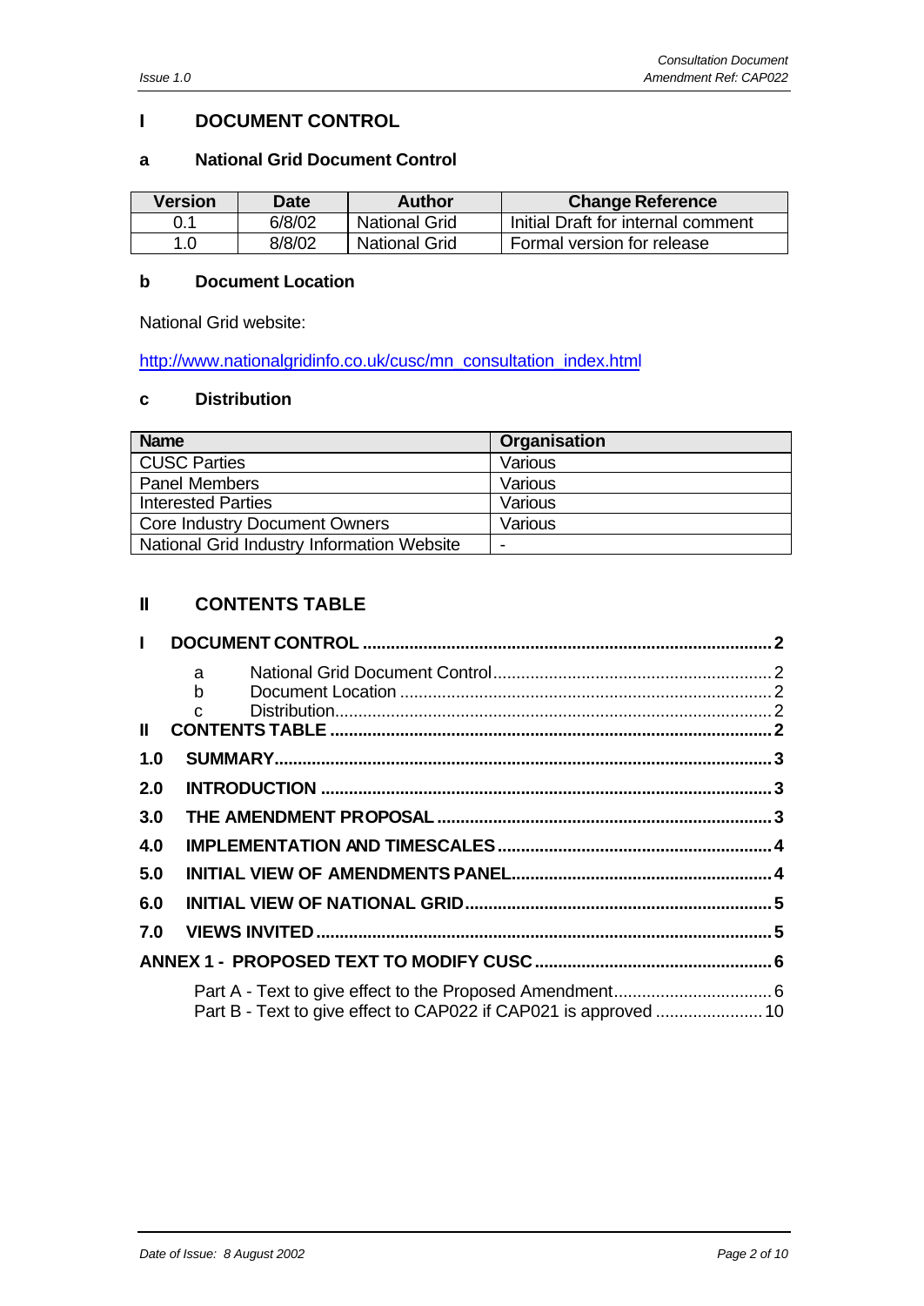# I DOCUMENT CONTROL

## a National Grid Document Control

| Version | Date | Author | Change Reference |
|---|---|---|---|
| 0.1 | 6/8/02 | National Grid | Initial Draft for internal comment |
| 1.0 | 8/8/02 | National Grid | Formal version for release |

## b Document Location

National Grid website:

http://www.nationalgridinfo.co.uk/cusc/mn_consultation_index.html

## c Distribution

| Name | Organisation |
|---|---|
| CUSC Parties | Various |
| Panel Members | Various |
| Interested Parties | Various |
| Core Industry Document Owners | Various |
| National Grid Industry Information Website | - |

# II CONTENTS TABLE

**I DOCUMENT CONTROL .......... 2**

- a National Grid Document Control .......... 2
- b Document Location .......... 2
- c Distribution .......... 2

**II CONTENTS TABLE .......... 2**

**1.0 SUMMARY .......... 3**

**2.0 INTRODUCTION .......... 3**

**3.0 THE AMENDMENT PROPOSAL .......... 3**

**4.0 IMPLEMENTATION AND TIMESCALES .......... 4**

**5.0 INITIAL VIEW OF AMENDMENTS PANEL .......... 4**

**6.0 INITIAL VIEW OF NATIONAL GRID .......... 5**

**7.0 VIEWS INVITED .......... 5**

**ANNEX 1 - PROPOSED TEXT TO MODIFY CUSC .......... 6**

- Part A - Text to give effect to the Proposed Amendment .......... 6
- Part B - Text to give effect to CAP022 if CAP021 is approved .......... 10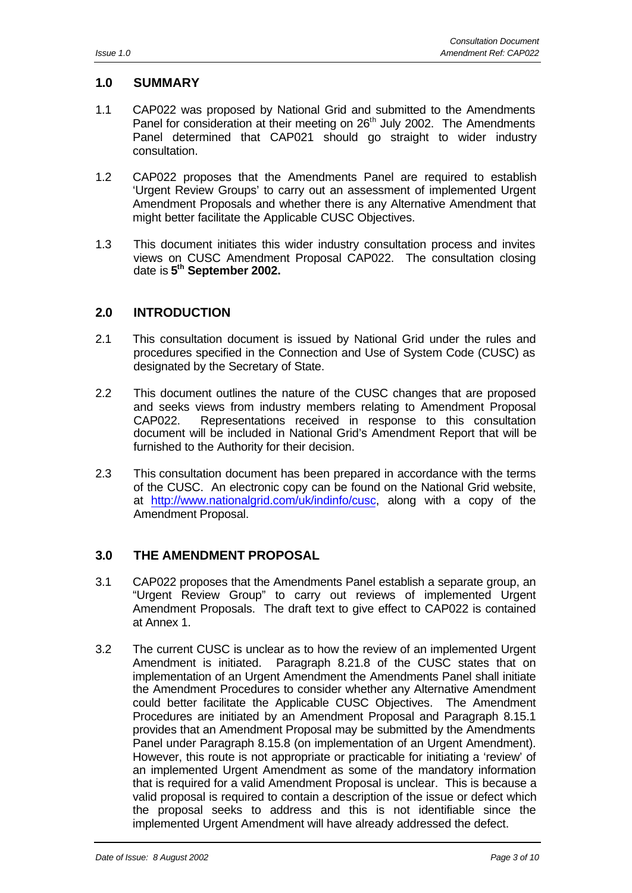## 1.0 SUMMARY

1.1 CAP022 was proposed by National Grid and submitted to the Amendments Panel for consideration at their meeting on 26th July 2002. The Amendments Panel determined that CAP021 should go straight to wider industry consultation.

1.2 CAP022 proposes that the Amendments Panel are required to establish 'Urgent Review Groups' to carry out an assessment of implemented Urgent Amendment Proposals and whether there is any Alternative Amendment that might better facilitate the Applicable CUSC Objectives.

1.3 This document initiates this wider industry consultation process and invites views on CUSC Amendment Proposal CAP022. The consultation closing date is **5th September 2002.**

## 2.0 INTRODUCTION

2.1 This consultation document is issued by National Grid under the rules and procedures specified in the Connection and Use of System Code (CUSC) as designated by the Secretary of State.

2.2 This document outlines the nature of the CUSC changes that are proposed and seeks views from industry members relating to Amendment Proposal CAP022. Representations received in response to this consultation document will be included in National Grid's Amendment Report that will be furnished to the Authority for their decision.

2.3 This consultation document has been prepared in accordance with the terms of the CUSC. An electronic copy can be found on the National Grid website, at http://www.nationalgrid.com/uk/indinfo/cusc, along with a copy of the Amendment Proposal.

## 3.0 THE AMENDMENT PROPOSAL

3.1 CAP022 proposes that the Amendments Panel establish a separate group, an "Urgent Review Group" to carry out reviews of implemented Urgent Amendment Proposals. The draft text to give effect to CAP022 is contained at Annex 1.

3.2 The current CUSC is unclear as to how the review of an implemented Urgent Amendment is initiated. Paragraph 8.21.8 of the CUSC states that on implementation of an Urgent Amendment the Amendments Panel shall initiate the Amendment Procedures to consider whether any Alternative Amendment could better facilitate the Applicable CUSC Objectives. The Amendment Procedures are initiated by an Amendment Proposal and Paragraph 8.15.1 provides that an Amendment Proposal may be submitted by the Amendments Panel under Paragraph 8.15.8 (on implementation of an Urgent Amendment). However, this route is not appropriate or practicable for initiating a 'review' of an implemented Urgent Amendment as some of the mandatory information that is required for a valid Amendment Proposal is unclear. This is because a valid proposal is required to contain a description of the issue or defect which the proposal seeks to address and this is not identifiable since the implemented Urgent Amendment will have already addressed the defect.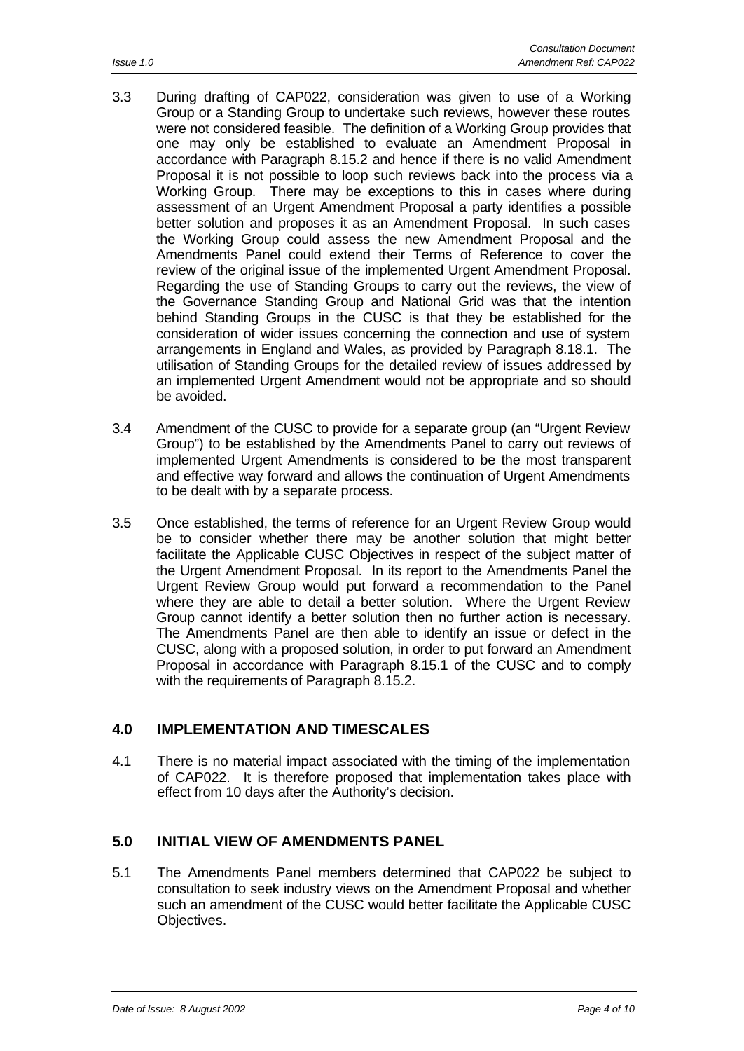3.3 During drafting of CAP022, consideration was given to use of a Working Group or a Standing Group to undertake such reviews, however these routes were not considered feasible. The definition of a Working Group provides that one may only be established to evaluate an Amendment Proposal in accordance with Paragraph 8.15.2 and hence if there is no valid Amendment Proposal it is not possible to loop such reviews back into the process via a Working Group. There may be exceptions to this in cases where during assessment of an Urgent Amendment Proposal a party identifies a possible better solution and proposes it as an Amendment Proposal. In such cases the Working Group could assess the new Amendment Proposal and the Amendments Panel could extend their Terms of Reference to cover the review of the original issue of the implemented Urgent Amendment Proposal. Regarding the use of Standing Groups to carry out the reviews, the view of the Governance Standing Group and National Grid was that the intention behind Standing Groups in the CUSC is that they be established for the consideration of wider issues concerning the connection and use of system arrangements in England and Wales, as provided by Paragraph 8.18.1. The utilisation of Standing Groups for the detailed review of issues addressed by an implemented Urgent Amendment would not be appropriate and so should be avoided.

3.4 Amendment of the CUSC to provide for a separate group (an "Urgent Review Group") to be established by the Amendments Panel to carry out reviews of implemented Urgent Amendments is considered to be the most transparent and effective way forward and allows the continuation of Urgent Amendments to be dealt with by a separate process.

3.5 Once established, the terms of reference for an Urgent Review Group would be to consider whether there may be another solution that might better facilitate the Applicable CUSC Objectives in respect of the subject matter of the Urgent Amendment Proposal. In its report to the Amendments Panel the Urgent Review Group would put forward a recommendation to the Panel where they are able to detail a better solution. Where the Urgent Review Group cannot identify a better solution then no further action is necessary. The Amendments Panel are then able to identify an issue or defect in the CUSC, along with a proposed solution, in order to put forward an Amendment Proposal in accordance with Paragraph 8.15.1 of the CUSC and to comply with the requirements of Paragraph 8.15.2.

## 4.0 IMPLEMENTATION AND TIMESCALES

4.1 There is no material impact associated with the timing of the implementation of CAP022. It is therefore proposed that implementation takes place with effect from 10 days after the Authority's decision.

## 5.0 INITIAL VIEW OF AMENDMENTS PANEL

5.1 The Amendments Panel members determined that CAP022 be subject to consultation to seek industry views on the Amendment Proposal and whether such an amendment of the CUSC would better facilitate the Applicable CUSC Objectives.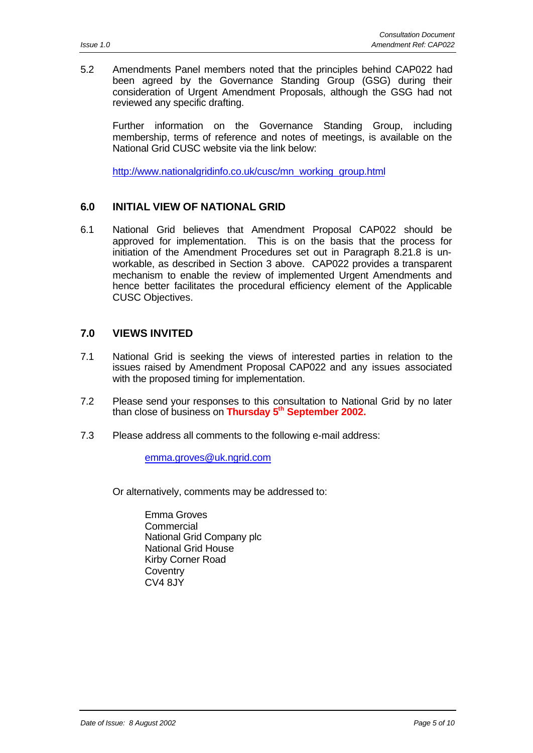5.2 Amendments Panel members noted that the principles behind CAP022 had been agreed by the Governance Standing Group (GSG) during their consideration of Urgent Amendment Proposals, although the GSG had not reviewed any specific drafting.

Further information on the Governance Standing Group, including membership, terms of reference and notes of meetings, is available on the National Grid CUSC website via the link below:

http://www.nationalgridinfo.co.uk/cusc/mn_working_group.html

## 6.0 INITIAL VIEW OF NATIONAL GRID

6.1 National Grid believes that Amendment Proposal CAP022 should be approved for implementation. This is on the basis that the process for initiation of the Amendment Procedures set out in Paragraph 8.21.8 is unworkable, as described in Section 3 above. CAP022 provides a transparent mechanism to enable the review of implemented Urgent Amendments and hence better facilitates the procedural efficiency element of the Applicable CUSC Objectives.

## 7.0 VIEWS INVITED

7.1 National Grid is seeking the views of interested parties in relation to the issues raised by Amendment Proposal CAP022 and any issues associated with the proposed timing for implementation.

7.2 Please send your responses to this consultation to National Grid by no later than close of business on **Thursday 5th September 2002.**

7.3 Please address all comments to the following e-mail address:

emma.groves@uk.ngrid.com

Or alternatively, comments may be addressed to:

Emma Groves
Commercial
National Grid Company plc
National Grid House
Kirby Corner Road
Coventry
CV4 8JY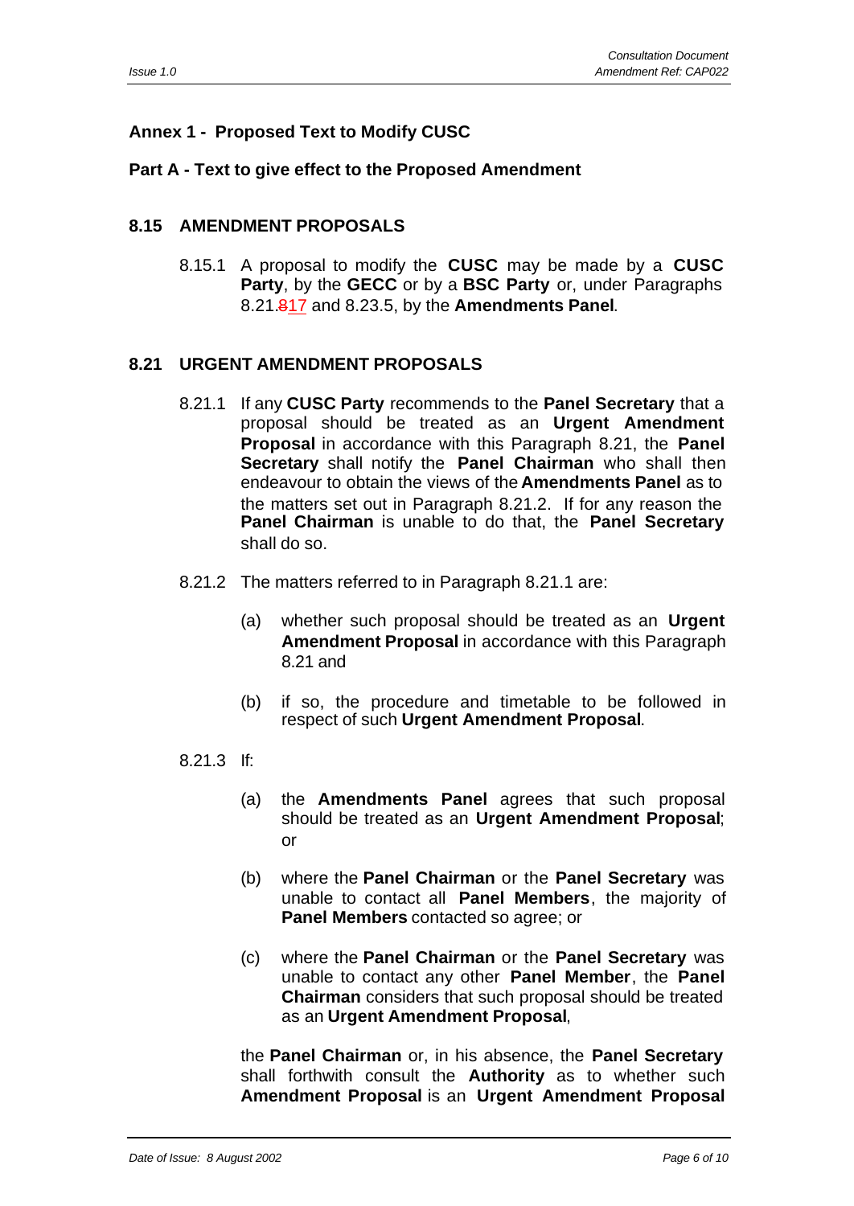## Annex 1 - Proposed Text to Modify CUSC

### Part A - Text to give effect to the Proposed Amendment

### 8.15 AMENDMENT PROPOSALS

8.15.1 A proposal to modify the **CUSC** may be made by a **CUSC Party**, by the **GECC** or by a **BSC Party** or, under Paragraphs 8.21.~~8~~17 and 8.23.5, by the **Amendments Panel**.

### 8.21 URGENT AMENDMENT PROPOSALS

8.21.1 If any **CUSC Party** recommends to the **Panel Secretary** that a proposal should be treated as an **Urgent Amendment Proposal** in accordance with this Paragraph 8.21, the **Panel Secretary** shall notify the **Panel Chairman** who shall then endeavour to obtain the views of the **Amendments Panel** as to the matters set out in Paragraph 8.21.2. If for any reason the **Panel Chairman** is unable to do that, the **Panel Secretary** shall do so.

8.21.2 The matters referred to in Paragraph 8.21.1 are:

(a) whether such proposal should be treated as an **Urgent Amendment Proposal** in accordance with this Paragraph 8.21 and

(b) if so, the procedure and timetable to be followed in respect of such **Urgent Amendment Proposal**.

8.21.3 If:

(a) the **Amendments Panel** agrees that such proposal should be treated as an **Urgent Amendment Proposal**; or

(b) where the **Panel Chairman** or the **Panel Secretary** was unable to contact all **Panel Members**, the majority of **Panel Members** contacted so agree; or

(c) where the **Panel Chairman** or the **Panel Secretary** was unable to contact any other **Panel Member**, the **Panel Chairman** considers that such proposal should be treated as an **Urgent Amendment Proposal**,

the **Panel Chairman** or, in his absence, the **Panel Secretary** shall forthwith consult the **Authority** as to whether such **Amendment Proposal** is an **Urgent Amendment Proposal**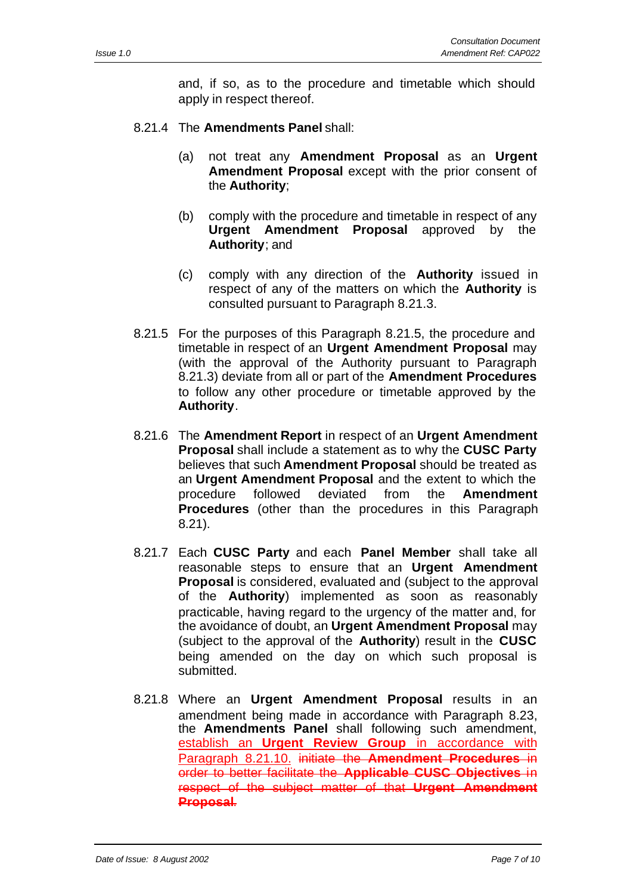and, if so, as to the procedure and timetable which should apply in respect thereof.

8.21.4 The **Amendments Panel** shall:

(a) not treat any **Amendment Proposal** as an **Urgent Amendment Proposal** except with the prior consent of the **Authority**;

(b) comply with the procedure and timetable in respect of any **Urgent Amendment Proposal** approved by the **Authority**; and

(c) comply with any direction of the **Authority** issued in respect of any of the matters on which the **Authority** is consulted pursuant to Paragraph 8.21.3.

8.21.5 For the purposes of this Paragraph 8.21.5, the procedure and timetable in respect of an **Urgent Amendment Proposal** may (with the approval of the Authority pursuant to Paragraph 8.21.3) deviate from all or part of the **Amendment Procedures** to follow any other procedure or timetable approved by the **Authority**.

8.21.6 The **Amendment Report** in respect of an **Urgent Amendment Proposal** shall include a statement as to why the **CUSC Party** believes that such **Amendment Proposal** should be treated as an **Urgent Amendment Proposal** and the extent to which the procedure followed deviated from the **Amendment Procedures** (other than the procedures in this Paragraph 8.21).

8.21.7 Each **CUSC Party** and each **Panel Member** shall take all reasonable steps to ensure that an **Urgent Amendment Proposal** is considered, evaluated and (subject to the approval of the **Authority**) implemented as soon as reasonably practicable, having regard to the urgency of the matter and, for the avoidance of doubt, an **Urgent Amendment Proposal** may (subject to the approval of the **Authority**) result in the **CUSC** being amended on the day on which such proposal is submitted.

8.21.8 Where an **Urgent Amendment Proposal** results in an amendment being made in accordance with Paragraph 8.23, the **Amendments Panel** shall following such amendment, establish an **Urgent Review Group** in accordance with Paragraph 8.21.10. ~~initiate the **Amendment Procedures** in order to better facilitate the **Applicable CUSC Objectives** in respect of the subject matter of that **Urgent Amendment Proposal**.~~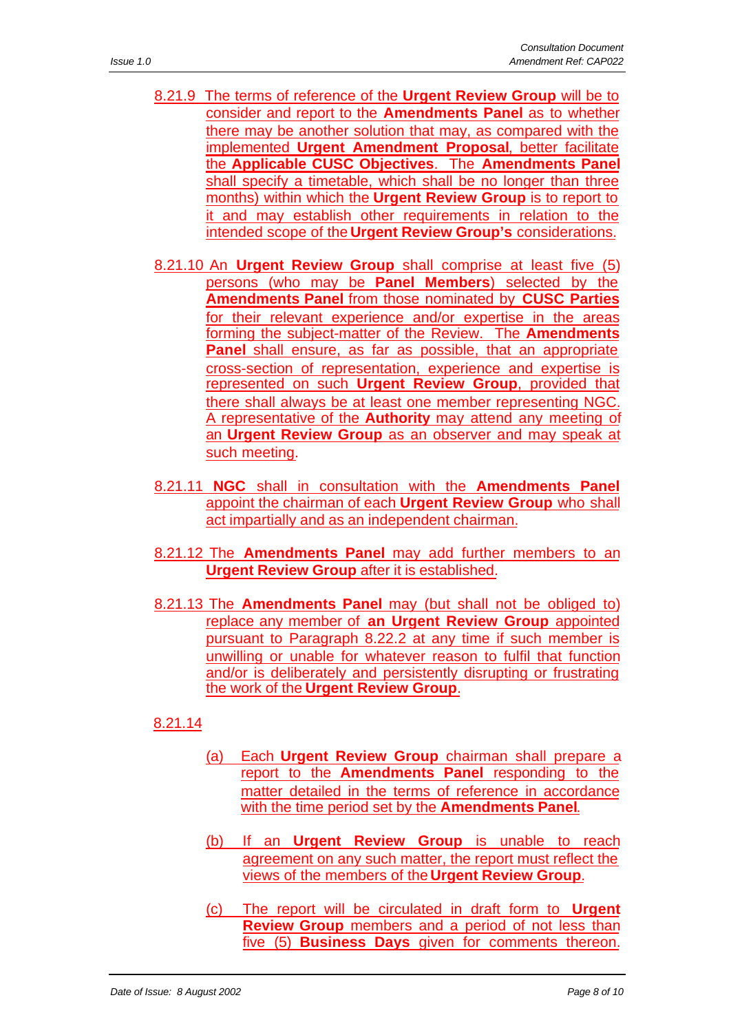8.21.9 The terms of reference of the **Urgent Review Group** will be to consider and report to the **Amendments Panel** as to whether there may be another solution that may, as compared with the implemented **Urgent Amendment Proposal**, better facilitate the **Applicable CUSC Objectives**. The **Amendments Panel** shall specify a timetable, which shall be no longer than three months) within which the **Urgent Review Group** is to report to it and may establish other requirements in relation to the intended scope of the **Urgent Review Group's** considerations.

8.21.10 An **Urgent Review Group** shall comprise at least five (5) persons (who may be **Panel Members**) selected by the **Amendments Panel** from those nominated by **CUSC Parties** for their relevant experience and/or expertise in the areas forming the subject-matter of the Review. The **Amendments Panel** shall ensure, as far as possible, that an appropriate cross-section of representation, experience and expertise is represented on such **Urgent Review Group**, provided that there shall always be at least one member representing NGC. A representative of the **Authority** may attend any meeting of an **Urgent Review Group** as an observer and may speak at such meeting.

8.21.11 **NGC** shall in consultation with the **Amendments Panel** appoint the chairman of each **Urgent Review Group** who shall act impartially and as an independent chairman.

8.21.12 The **Amendments Panel** may add further members to an **Urgent Review Group** after it is established.

8.21.13 The **Amendments Panel** may (but shall not be obliged to) replace any member of **an Urgent Review Group** appointed pursuant to Paragraph 8.22.2 at any time if such member is unwilling or unable for whatever reason to fulfil that function and/or is deliberately and persistently disrupting or frustrating the work of the **Urgent Review Group**.

8.21.14

(a) Each **Urgent Review Group** chairman shall prepare a report to the **Amendments Panel** responding to the matter detailed in the terms of reference in accordance with the time period set by the **Amendments Panel**.

(b) If an **Urgent Review Group** is unable to reach agreement on any such matter, the report must reflect the views of the members of the **Urgent Review Group**.

(c) The report will be circulated in draft form to **Urgent Review Group** members and a period of not less than five (5) **Business Days** given for comments thereon.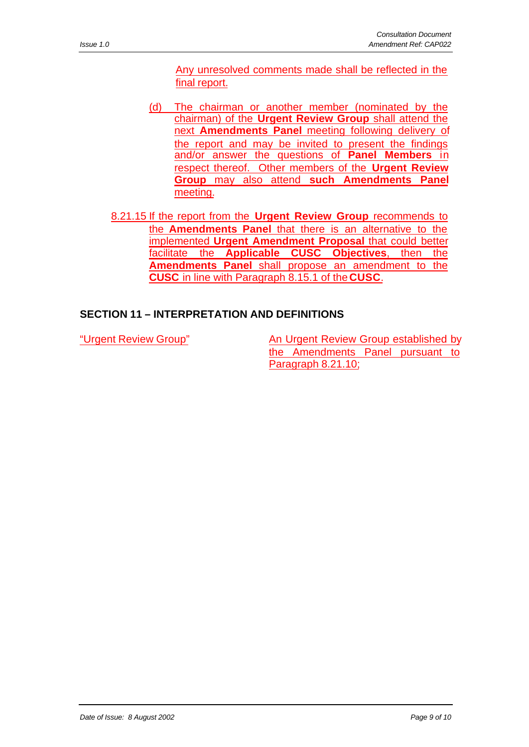Any unresolved comments made shall be reflected in the final report.

(d) The chairman or another member (nominated by the chairman) of the **Urgent Review Group** shall attend the next **Amendments Panel** meeting following delivery of the report and may be invited to present the findings and/or answer the questions of **Panel Members** in respect thereof. Other members of the **Urgent Review Group** may also attend **such Amendments Panel** meeting.

8.21.15 If the report from the **Urgent Review Group** recommends to the **Amendments Panel** that there is an alternative to the implemented **Urgent Amendment Proposal** that could better facilitate the **Applicable CUSC Objectives**, then the **Amendments Panel** shall propose an amendment to the **CUSC** in line with Paragraph 8.15.1 of the **CUSC**.

## SECTION 11 – INTERPRETATION AND DEFINITIONS

| | |
|---|---|
| "Urgent Review Group" | An Urgent Review Group established by the Amendments Panel pursuant to Paragraph 8.21.10; |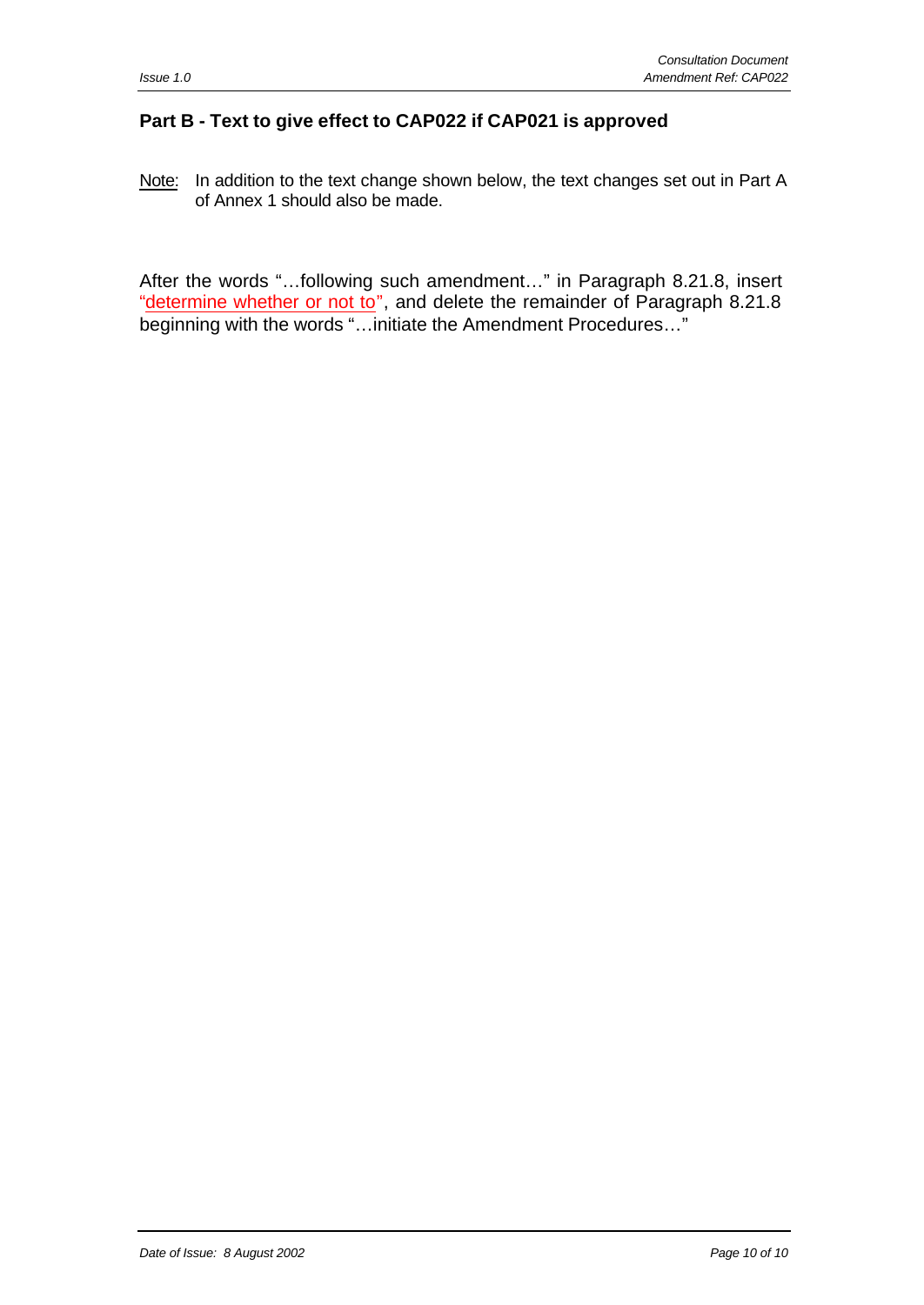## Part B - Text to give effect to CAP022 if CAP021 is approved

Note: In addition to the text change shown below, the text changes set out in Part A of Annex 1 should also be made.

After the words "…following such amendment…" in Paragraph 8.21.8, insert "determine whether or not to", and delete the remainder of Paragraph 8.21.8 beginning with the words "…initiate the Amendment Procedures…"